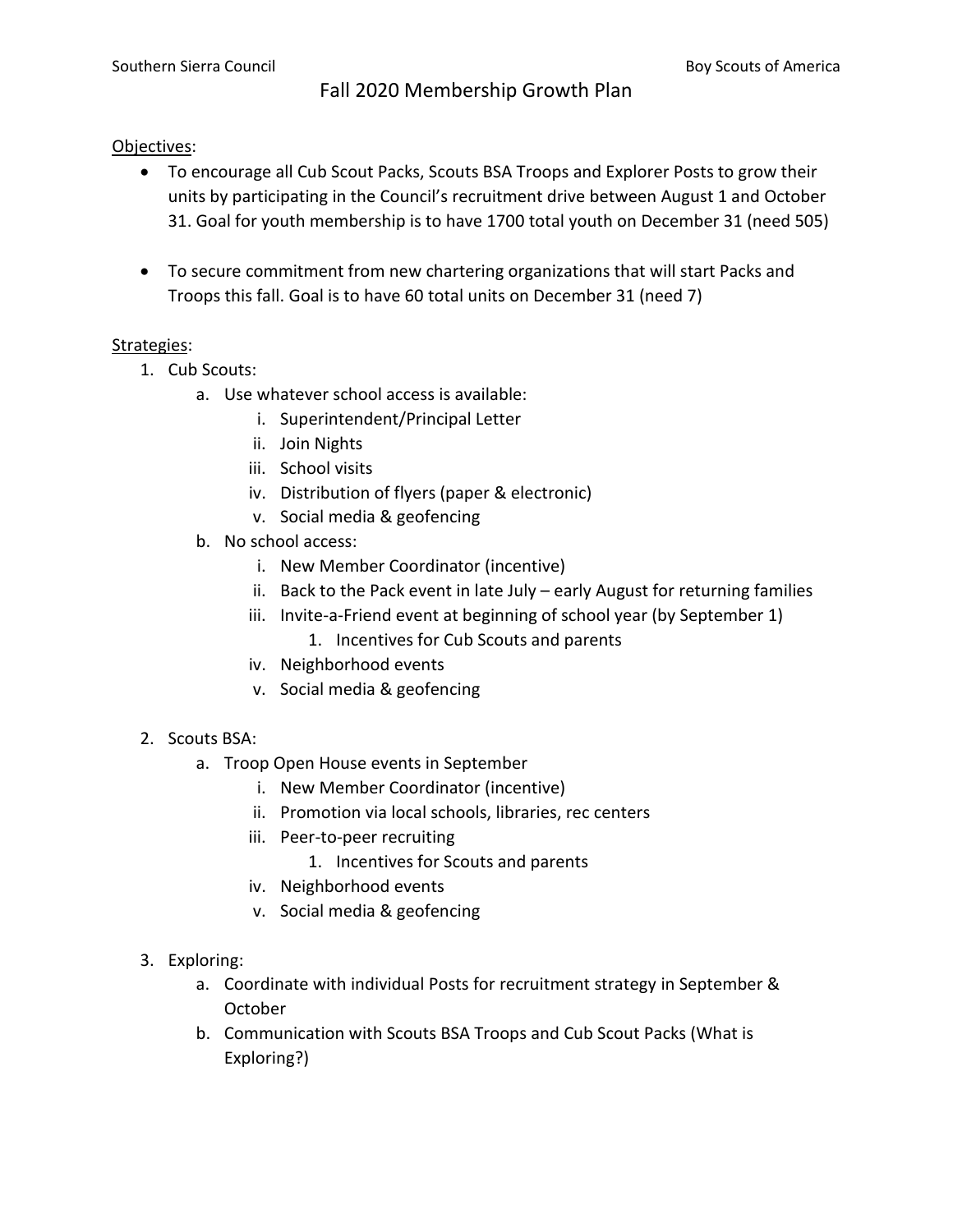Southern Sierra Council Boy Scouts of America

# Fall 2020 Membership Growth Plan

Objectives:

- To encourage all Cub Scout Packs, Scouts BSA Troops and Explorer Posts to grow their units by participating in the Council's recruitment drive between August 1 and October 31. Goal for youth membership is to have 1700 total youth on December 31 (need 505)
- To secure commitment from new chartering organizations that will start Packs and Troops this fall. Goal is to have 60 total units on December 31 (need 7)

Strategies:

1. Cub Scouts:
    a. Use whatever school access is available:
        i. Superintendent/Principal Letter
        ii. Join Nights
        iii. School visits
        iv. Distribution of flyers (paper & electronic)
        v. Social media & geofencing
    b. No school access:
        i. New Member Coordinator (incentive)
        ii. Back to the Pack event in late July – early August for returning families
        iii. Invite-a-Friend event at beginning of school year (by September 1)
            1. Incentives for Cub Scouts and parents
        iv. Neighborhood events
        v. Social media & geofencing

2. Scouts BSA:
    a. Troop Open House events in September
        i. New Member Coordinator (incentive)
        ii. Promotion via local schools, libraries, rec centers
        iii. Peer-to-peer recruiting
            1. Incentives for Scouts and parents
        iv. Neighborhood events
        v. Social media & geofencing

3. Exploring:
    a. Coordinate with individual Posts for recruitment strategy in September & October
    b. Communication with Scouts BSA Troops and Cub Scout Packs (What is Exploring?)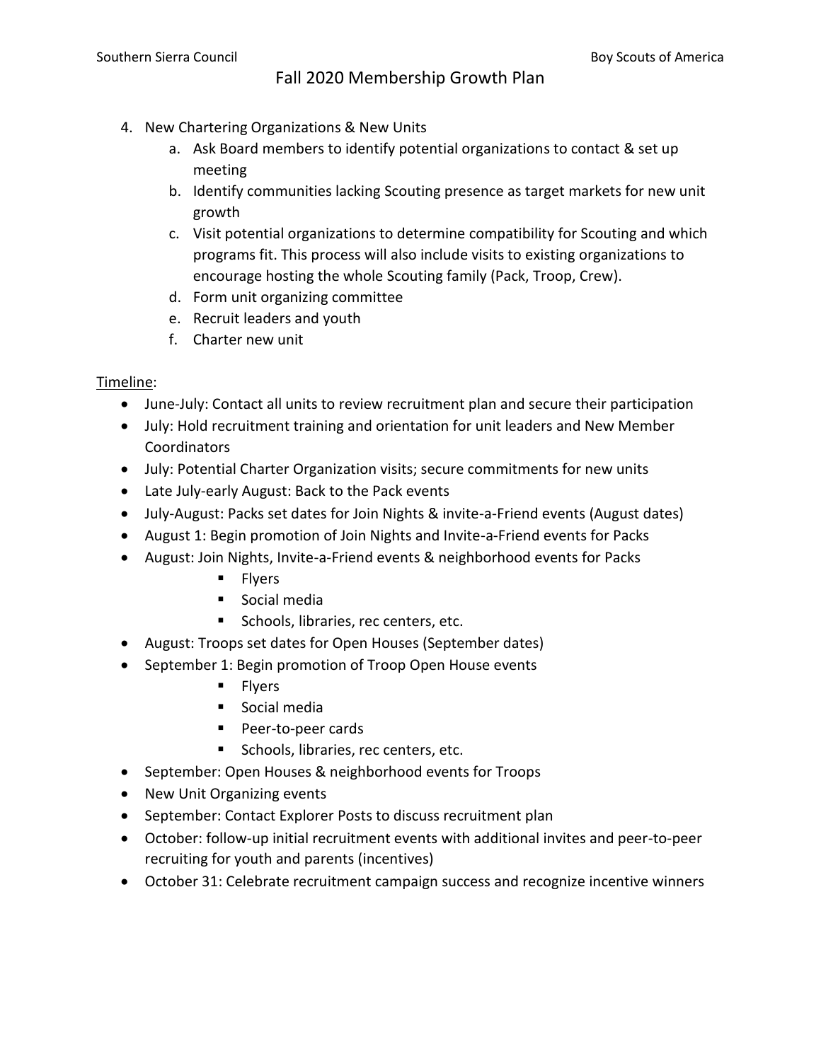4. New Chartering Organizations & New Units
    a. Ask Board members to identify potential organizations to contact & set up meeting
    b. Identify communities lacking Scouting presence as target markets for new unit growth
    c. Visit potential organizations to determine compatibility for Scouting and which programs fit. This process will also include visits to existing organizations to encourage hosting the whole Scouting family (Pack, Troop, Crew).
    d. Form unit organizing committee
    e. Recruit leaders and youth
    f. Charter new unit

<u>Timeline</u>:

- June-July: Contact all units to review recruitment plan and secure their participation
- July: Hold recruitment training and orientation for unit leaders and New Member Coordinators
- July: Potential Charter Organization visits; secure commitments for new units
- Late July-early August: Back to the Pack events
- July-August: Packs set dates for Join Nights & invite-a-Friend events (August dates)
- August 1: Begin promotion of Join Nights and Invite-a-Friend events for Packs
- August: Join Nights, Invite-a-Friend events & neighborhood events for Packs
    - Flyers
    - Social media
    - Schools, libraries, rec centers, etc.
- August: Troops set dates for Open Houses (September dates)
- September 1: Begin promotion of Troop Open House events
    - Flyers
    - Social media
    - Peer-to-peer cards
    - Schools, libraries, rec centers, etc.
- September: Open Houses & neighborhood events for Troops
- New Unit Organizing events
- September: Contact Explorer Posts to discuss recruitment plan
- October: follow-up initial recruitment events with additional invites and peer-to-peer recruiting for youth and parents (incentives)
- October 31: Celebrate recruitment campaign success and recognize incentive winners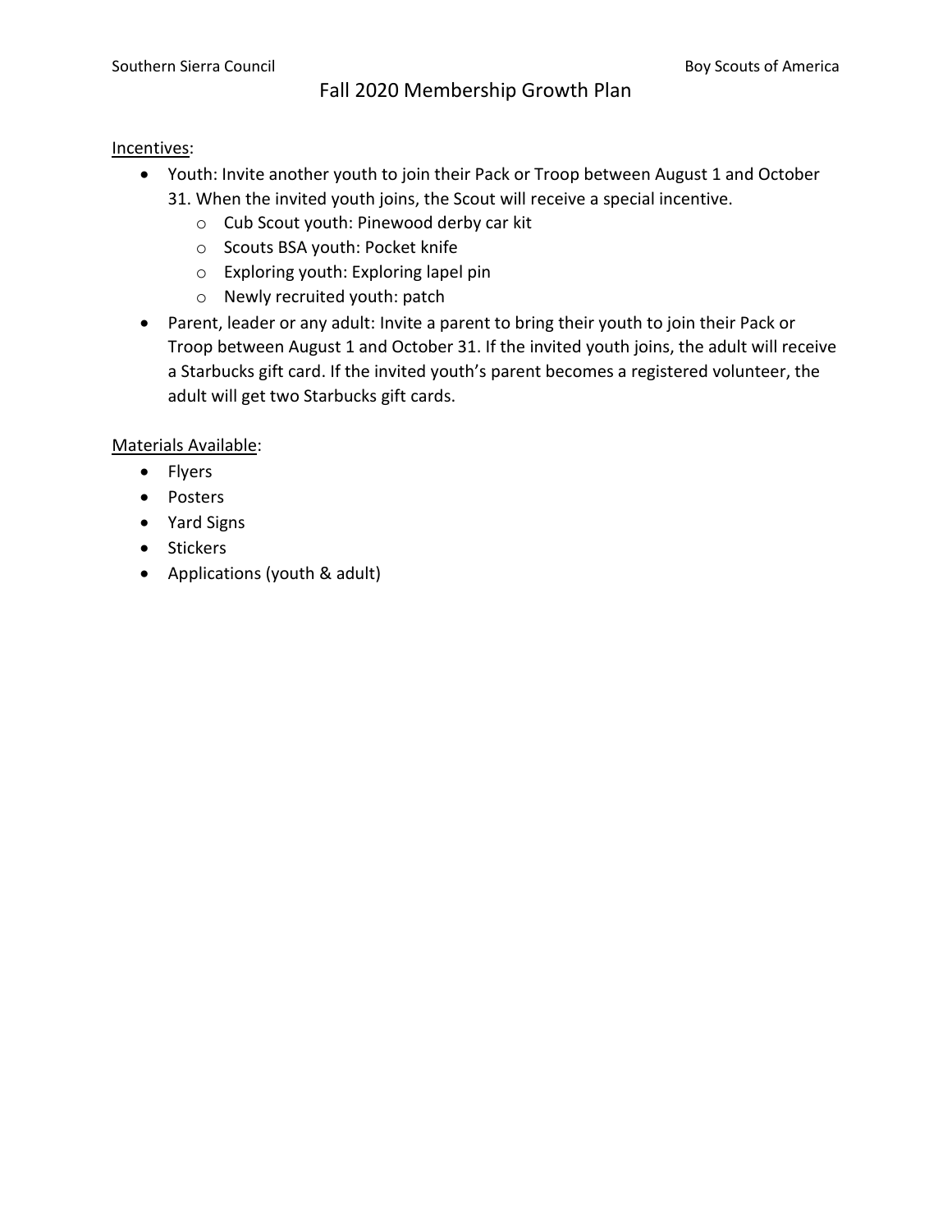# Fall 2020 Membership Growth Plan

Incentives:

- Youth: Invite another youth to join their Pack or Troop between August 1 and October 31. When the invited youth joins, the Scout will receive a special incentive.
  - Cub Scout youth: Pinewood derby car kit
  - Scouts BSA youth: Pocket knife
  - Exploring youth: Exploring lapel pin
  - Newly recruited youth: patch
- Parent, leader or any adult: Invite a parent to bring their youth to join their Pack or Troop between August 1 and October 31. If the invited youth joins, the adult will receive a Starbucks gift card. If the invited youth's parent becomes a registered volunteer, the adult will get two Starbucks gift cards.

Materials Available:

- Flyers
- Posters
- Yard Signs
- Stickers
- Applications (youth & adult)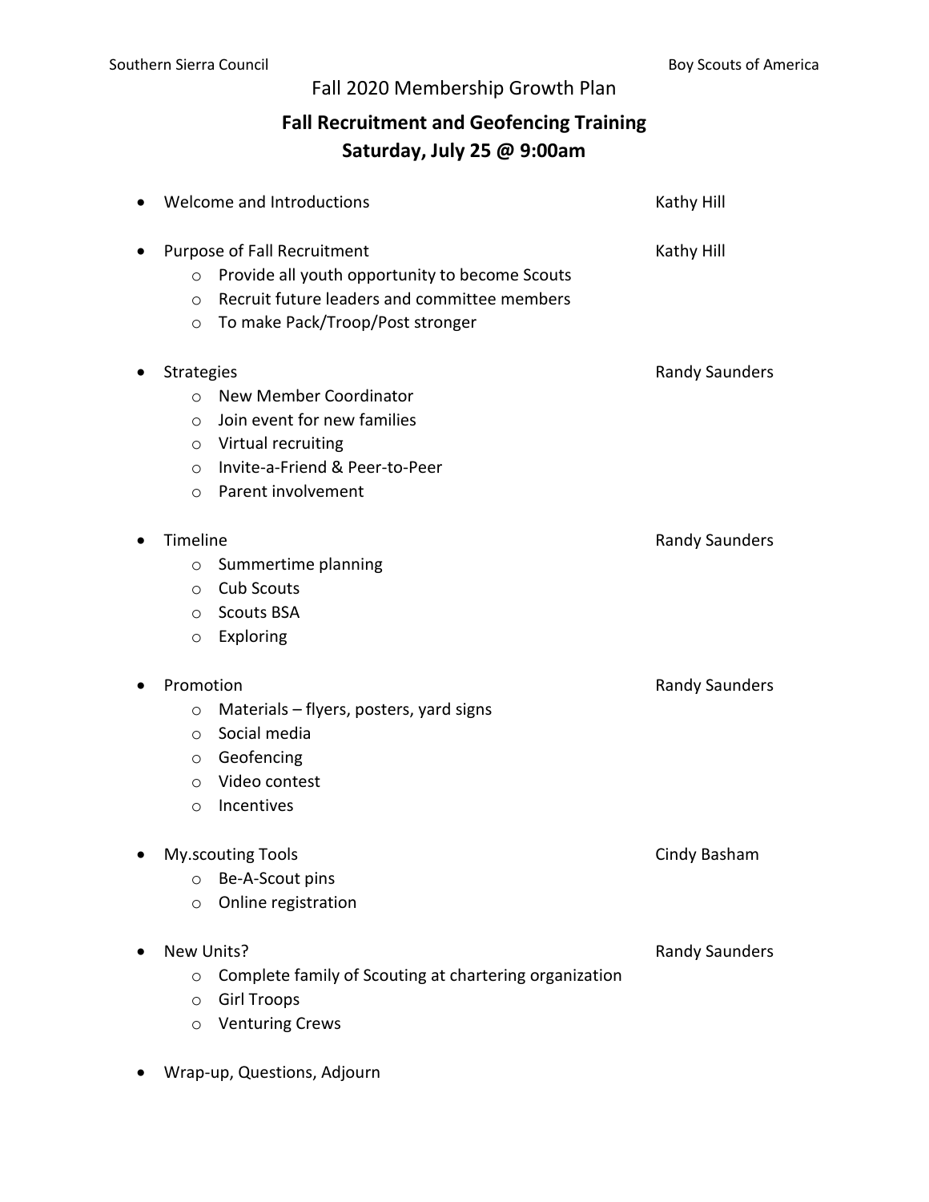Southern Sierra Council | Boy Scouts of America

Fall 2020 Membership Growth Plan

## Fall Recruitment and Geofencing Training
## Saturday, July 25 @ 9:00am

- Welcome and Introductions — Kathy Hill
- Purpose of Fall Recruitment — Kathy Hill
  - Provide all youth opportunity to become Scouts
  - Recruit future leaders and committee members
  - To make Pack/Troop/Post stronger
- Strategies — Randy Saunders
  - New Member Coordinator
  - Join event for new families
  - Virtual recruiting
  - Invite-a-Friend & Peer-to-Peer
  - Parent involvement
- Timeline — Randy Saunders
  - Summertime planning
  - Cub Scouts
  - Scouts BSA
  - Exploring
- Promotion — Randy Saunders
  - Materials – flyers, posters, yard signs
  - Social media
  - Geofencing
  - Video contest
  - Incentives
- My.scouting Tools — Cindy Basham
  - Be-A-Scout pins
  - Online registration
- New Units? — Randy Saunders
  - Complete family of Scouting at chartering organization
  - Girl Troops
  - Venturing Crews
- Wrap-up, Questions, Adjourn